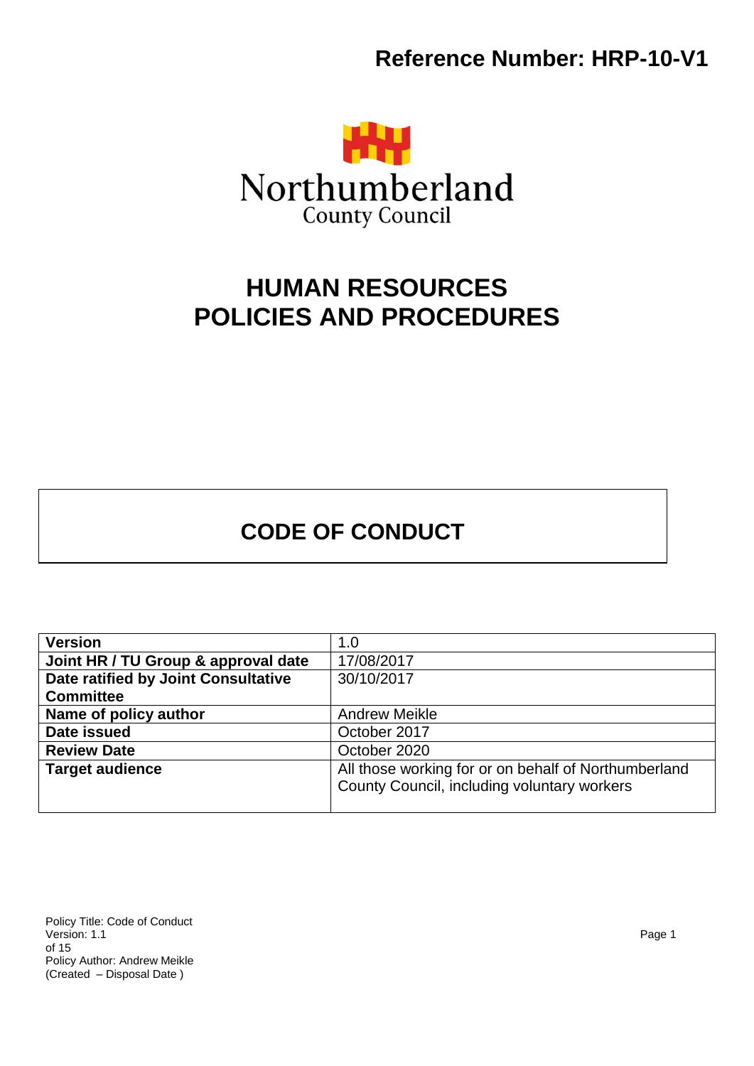**Reference Number: HRP-10-V1**

Northumberland
County Council

# HUMAN RESOURCES POLICIES AND PROCEDURES

## CODE OF CONDUCT

| | |
|---|---|
| **Version** | 1.0 |
| **Joint HR / TU Group & approval date** | 17/08/2017 |
| **Date ratified by Joint Consultative Committee** | 30/10/2017 |
| **Name of policy author** | Andrew Meikle |
| **Date issued** | October 2017 |
| **Review Date** | October 2020 |
| **Target audience** | All those working for or on behalf of Northumberland County Council, including voluntary workers |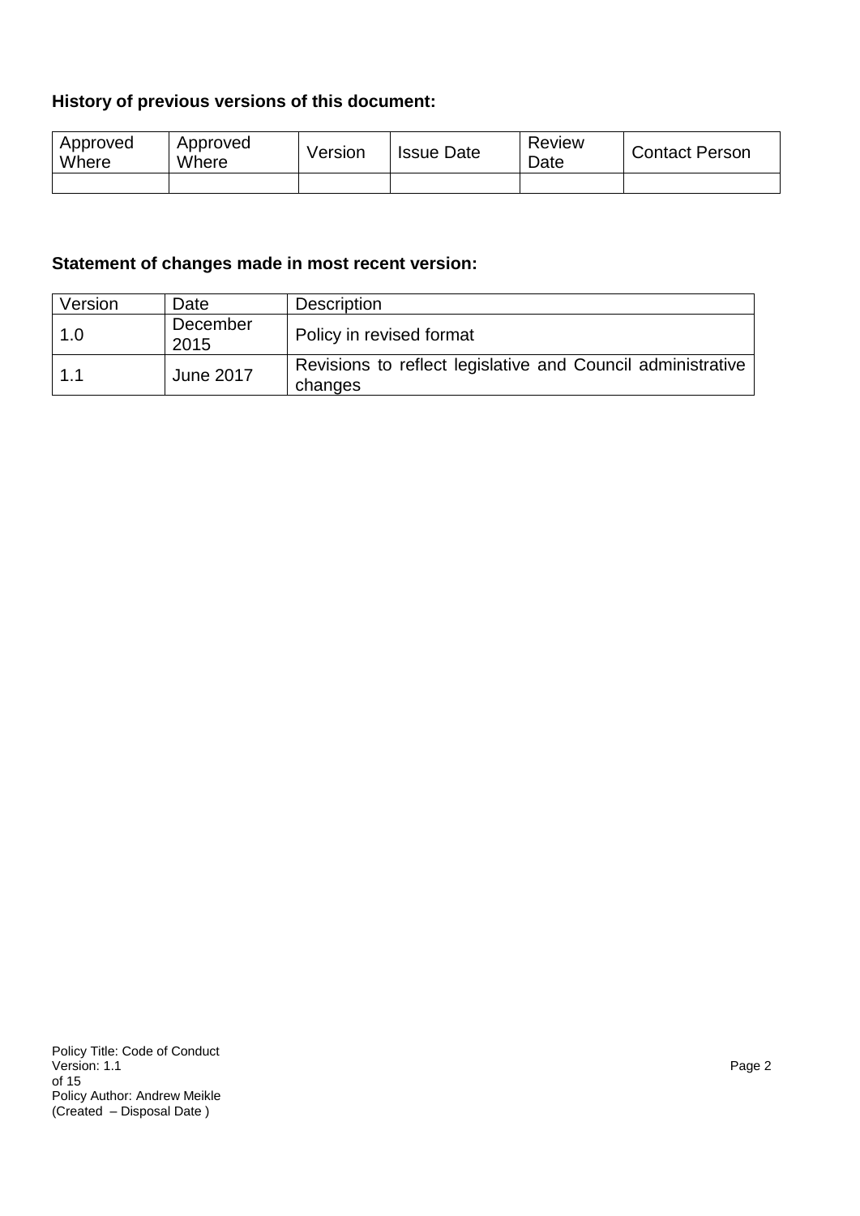**History of previous versions of this document:**

| Approved Where | Approved Where | Version | Issue Date | Review Date | Contact Person |
|---|---|---|---|---|---|
| | | | | | |

**Statement of changes made in most recent version:**

| Version | Date | Description |
|---|---|---|
| 1.0 | December 2015 | Policy in revised format |
| 1.1 | June 2017 | Revisions to reflect legislative and Council administrative changes |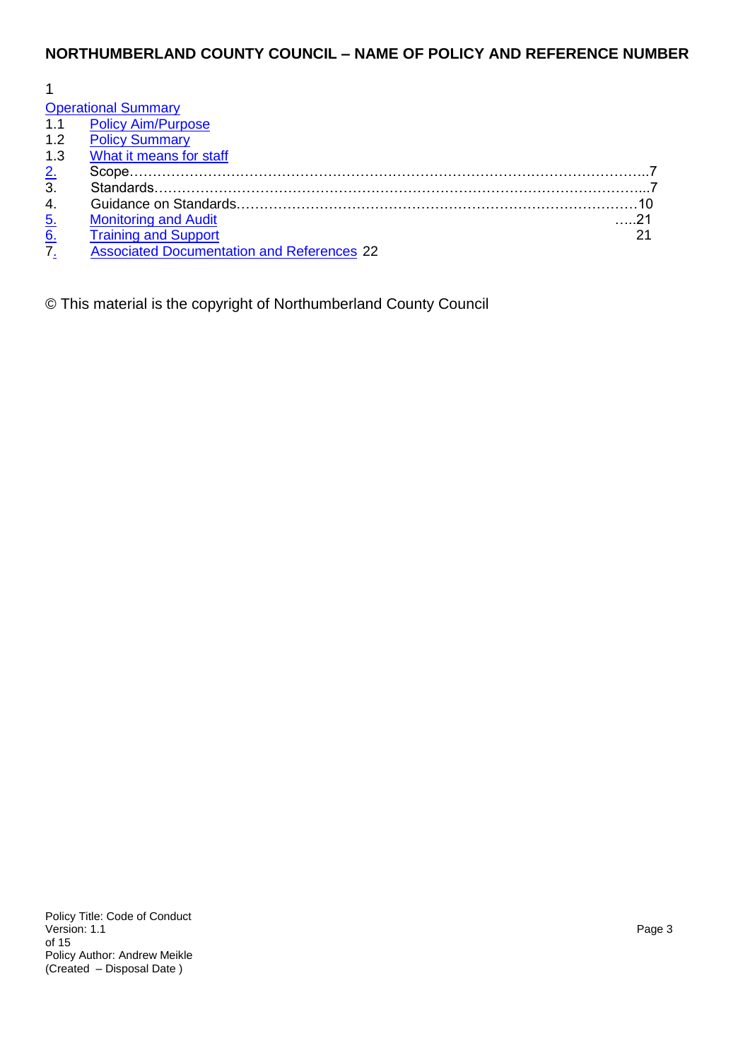**NORTHUMBERLAND COUNTY COUNCIL – NAME OF POLICY AND REFERENCE NUMBER**

1
Operational Summary
1.1 Policy Aim/Purpose
1.2 Policy Summary
1.3 What it means for staff
2. Scope……………………………………………………………………………………………….7
3. Standards…………………………………………………………………………………………...7
4. Guidance on Standards…………………………………………………………………………10
5. Monitoring and Audit …..21
6. Training and Support 21
7. Associated Documentation and References 22

© This material is the copyright of Northumberland County Council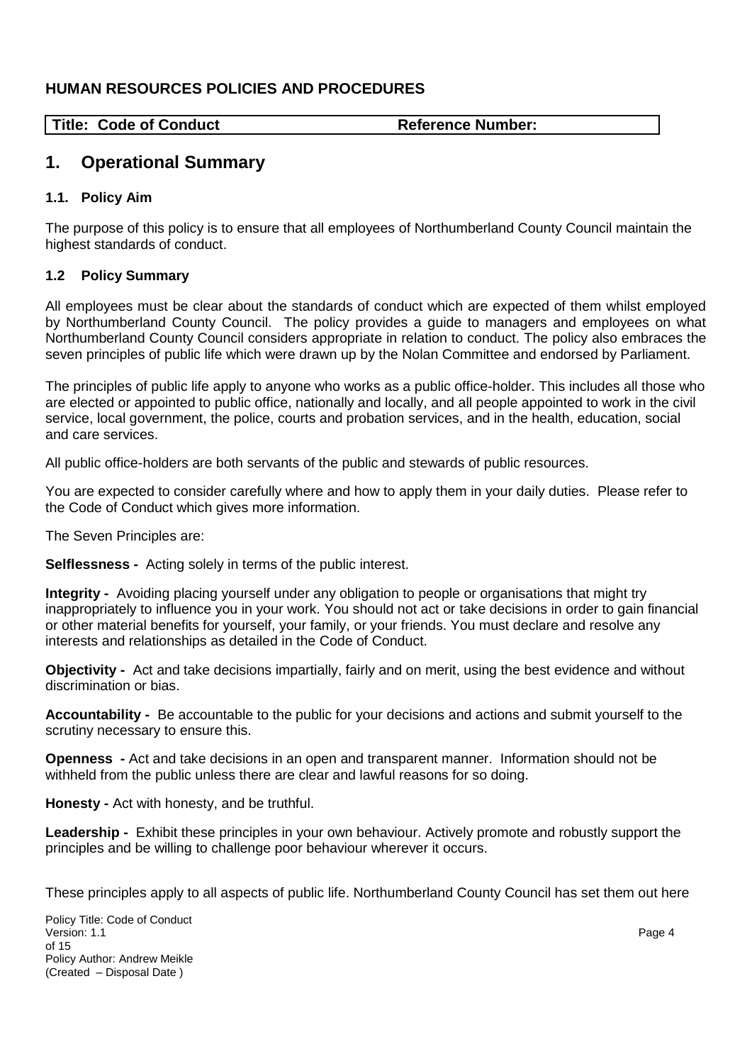**HUMAN RESOURCES POLICIES AND PROCEDURES**

| Title: Code of Conduct | Reference Number: |
| --- | --- |

# 1. Operational Summary

### 1.1. Policy Aim

The purpose of this policy is to ensure that all employees of Northumberland County Council maintain the highest standards of conduct.

### 1.2 Policy Summary

All employees must be clear about the standards of conduct which are expected of them whilst employed by Northumberland County Council. The policy provides a guide to managers and employees on what Northumberland County Council considers appropriate in relation to conduct. The policy also embraces the seven principles of public life which were drawn up by the Nolan Committee and endorsed by Parliament.

The principles of public life apply to anyone who works as a public office-holder. This includes all those who are elected or appointed to public office, nationally and locally, and all people appointed to work in the civil service, local government, the police, courts and probation services, and in the health, education, social and care services.

All public office-holders are both servants of the public and stewards of public resources.

You are expected to consider carefully where and how to apply them in your daily duties. Please refer to the Code of Conduct which gives more information.

The Seven Principles are:

**Selflessness -** Acting solely in terms of the public interest.

**Integrity -** Avoiding placing yourself under any obligation to people or organisations that might try inappropriately to influence you in your work. You should not act or take decisions in order to gain financial or other material benefits for yourself, your family, or your friends. You must declare and resolve any interests and relationships as detailed in the Code of Conduct.

**Objectivity -** Act and take decisions impartially, fairly and on merit, using the best evidence and without discrimination or bias.

**Accountability -** Be accountable to the public for your decisions and actions and submit yourself to the scrutiny necessary to ensure this.

**Openness -** Act and take decisions in an open and transparent manner. Information should not be withheld from the public unless there are clear and lawful reasons for so doing.

**Honesty -** Act with honesty, and be truthful.

**Leadership -** Exhibit these principles in your own behaviour. Actively promote and robustly support the principles and be willing to challenge poor behaviour wherever it occurs.

These principles apply to all aspects of public life. Northumberland County Council has set them out here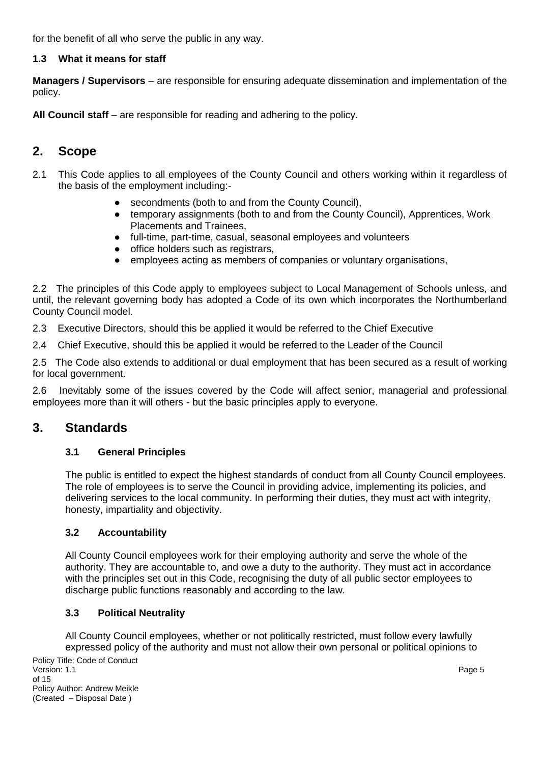for the benefit of all who serve the public in any way.

### 1.3 What it means for staff

**Managers / Supervisors** – are responsible for ensuring adequate dissemination and implementation of the policy.

**All Council staff** – are responsible for reading and adhering to the policy.

## 2. Scope

2.1 This Code applies to all employees of the County Council and others working within it regardless of the basis of the employment including:-

- secondments (both to and from the County Council),
- temporary assignments (both to and from the County Council), Apprentices, Work Placements and Trainees,
- full-time, part-time, casual, seasonal employees and volunteers
- office holders such as registrars,
- employees acting as members of companies or voluntary organisations,

2.2 The principles of this Code apply to employees subject to Local Management of Schools unless, and until, the relevant governing body has adopted a Code of its own which incorporates the Northumberland County Council model.

2.3 Executive Directors, should this be applied it would be referred to the Chief Executive

2.4 Chief Executive, should this be applied it would be referred to the Leader of the Council

2.5 The Code also extends to additional or dual employment that has been secured as a result of working for local government.

2.6 Inevitably some of the issues covered by the Code will affect senior, managerial and professional employees more than it will others - but the basic principles apply to everyone.

## 3. Standards

### 3.1 General Principles

The public is entitled to expect the highest standards of conduct from all County Council employees. The role of employees is to serve the Council in providing advice, implementing its policies, and delivering services to the local community. In performing their duties, they must act with integrity, honesty, impartiality and objectivity.

### 3.2 Accountability

All County Council employees work for their employing authority and serve the whole of the authority. They are accountable to, and owe a duty to the authority. They must act in accordance with the principles set out in this Code, recognising the duty of all public sector employees to discharge public functions reasonably and according to the law.

### 3.3 Political Neutrality

All County Council employees, whether or not politically restricted, must follow every lawfully expressed policy of the authority and must not allow their own personal or political opinions to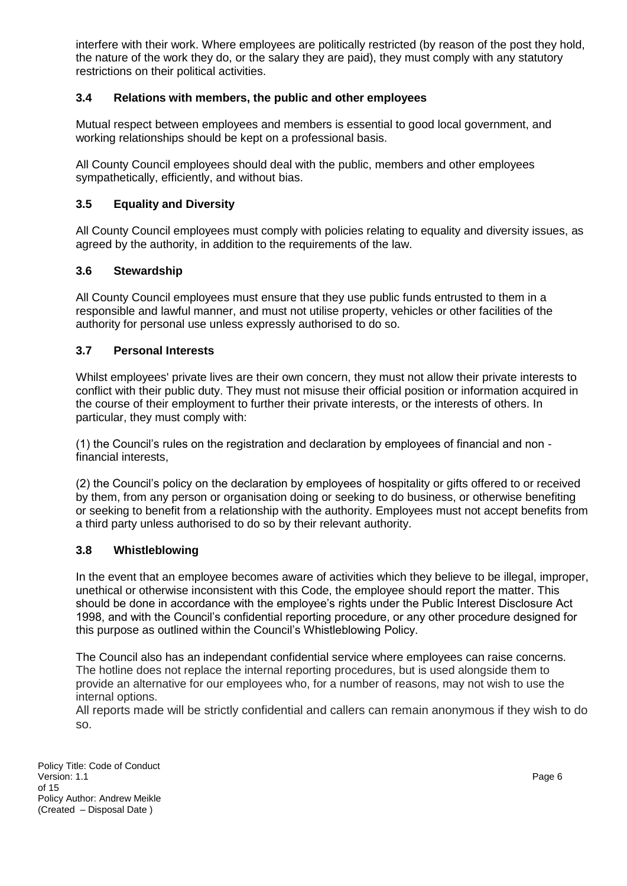interfere with their work. Where employees are politically restricted (by reason of the post they hold, the nature of the work they do, or the salary they are paid), they must comply with any statutory restrictions on their political activities.

### 3.4 Relations with members, the public and other employees

Mutual respect between employees and members is essential to good local government, and working relationships should be kept on a professional basis.

All County Council employees should deal with the public, members and other employees sympathetically, efficiently, and without bias.

### 3.5 Equality and Diversity

All County Council employees must comply with policies relating to equality and diversity issues, as agreed by the authority, in addition to the requirements of the law.

### 3.6 Stewardship

All County Council employees must ensure that they use public funds entrusted to them in a responsible and lawful manner, and must not utilise property, vehicles or other facilities of the authority for personal use unless expressly authorised to do so.

### 3.7 Personal Interests

Whilst employees' private lives are their own concern, they must not allow their private interests to conflict with their public duty. They must not misuse their official position or information acquired in the course of their employment to further their private interests, or the interests of others. In particular, they must comply with:

(1) the Council's rules on the registration and declaration by employees of financial and non - financial interests,

(2) the Council's policy on the declaration by employees of hospitality or gifts offered to or received by them, from any person or organisation doing or seeking to do business, or otherwise benefiting or seeking to benefit from a relationship with the authority. Employees must not accept benefits from a third party unless authorised to do so by their relevant authority.

### 3.8 Whistleblowing

In the event that an employee becomes aware of activities which they believe to be illegal, improper, unethical or otherwise inconsistent with this Code, the employee should report the matter. This should be done in accordance with the employee's rights under the Public Interest Disclosure Act 1998, and with the Council's confidential reporting procedure, or any other procedure designed for this purpose as outlined within the Council's Whistleblowing Policy.

The Council also has an independant confidential service where employees can raise concerns. The hotline does not replace the internal reporting procedures, but is used alongside them to provide an alternative for our employees who, for a number of reasons, may not wish to use the internal options.
All reports made will be strictly confidential and callers can remain anonymous if they wish to do so.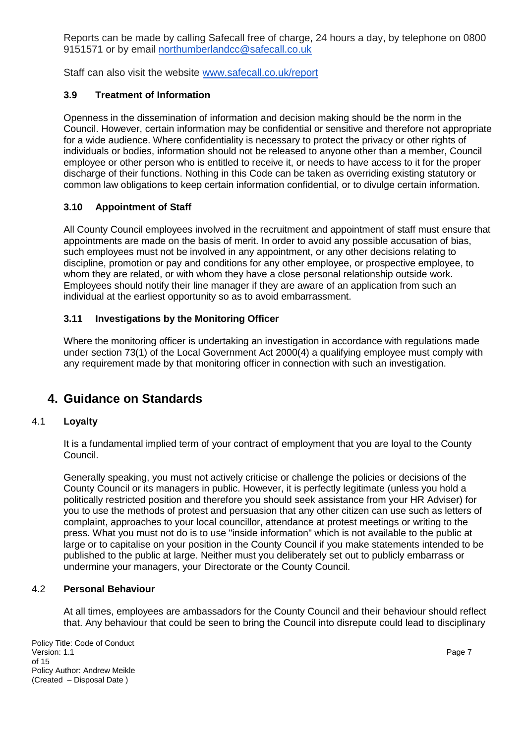Reports can be made by calling Safecall free of charge, 24 hours a day, by telephone on 0800 9151571 or by email northumberlandcc@safecall.co.uk

Staff can also visit the website www.safecall.co.uk/report

### 3.9 Treatment of Information

Openness in the dissemination of information and decision making should be the norm in the Council. However, certain information may be confidential or sensitive and therefore not appropriate for a wide audience. Where confidentiality is necessary to protect the privacy or other rights of individuals or bodies, information should not be released to anyone other than a member, Council employee or other person who is entitled to receive it, or needs to have access to it for the proper discharge of their functions. Nothing in this Code can be taken as overriding existing statutory or common law obligations to keep certain information confidential, or to divulge certain information.

### 3.10 Appointment of Staff

All County Council employees involved in the recruitment and appointment of staff must ensure that appointments are made on the basis of merit. In order to avoid any possible accusation of bias, such employees must not be involved in any appointment, or any other decisions relating to discipline, promotion or pay and conditions for any other employee, or prospective employee, to whom they are related, or with whom they have a close personal relationship outside work. Employees should notify their line manager if they are aware of an application from such an individual at the earliest opportunity so as to avoid embarrassment.

### 3.11 Investigations by the Monitoring Officer

Where the monitoring officer is undertaking an investigation in accordance with regulations made under section 73(1) of the Local Government Act 2000(4) a qualifying employee must comply with any requirement made by that monitoring officer in connection with such an investigation.

## 4. Guidance on Standards

### 4.1 Loyalty

It is a fundamental implied term of your contract of employment that you are loyal to the County Council.

Generally speaking, you must not actively criticise or challenge the policies or decisions of the County Council or its managers in public. However, it is perfectly legitimate (unless you hold a politically restricted position and therefore you should seek assistance from your HR Adviser) for you to use the methods of protest and persuasion that any other citizen can use such as letters of complaint, approaches to your local councillor, attendance at protest meetings or writing to the press. What you must not do is to use "inside information" which is not available to the public at large or to capitalise on your position in the County Council if you make statements intended to be published to the public at large. Neither must you deliberately set out to publicly embarrass or undermine your managers, your Directorate or the County Council.

### 4.2 Personal Behaviour

At all times, employees are ambassadors for the County Council and their behaviour should reflect that. Any behaviour that could be seen to bring the Council into disrepute could lead to disciplinary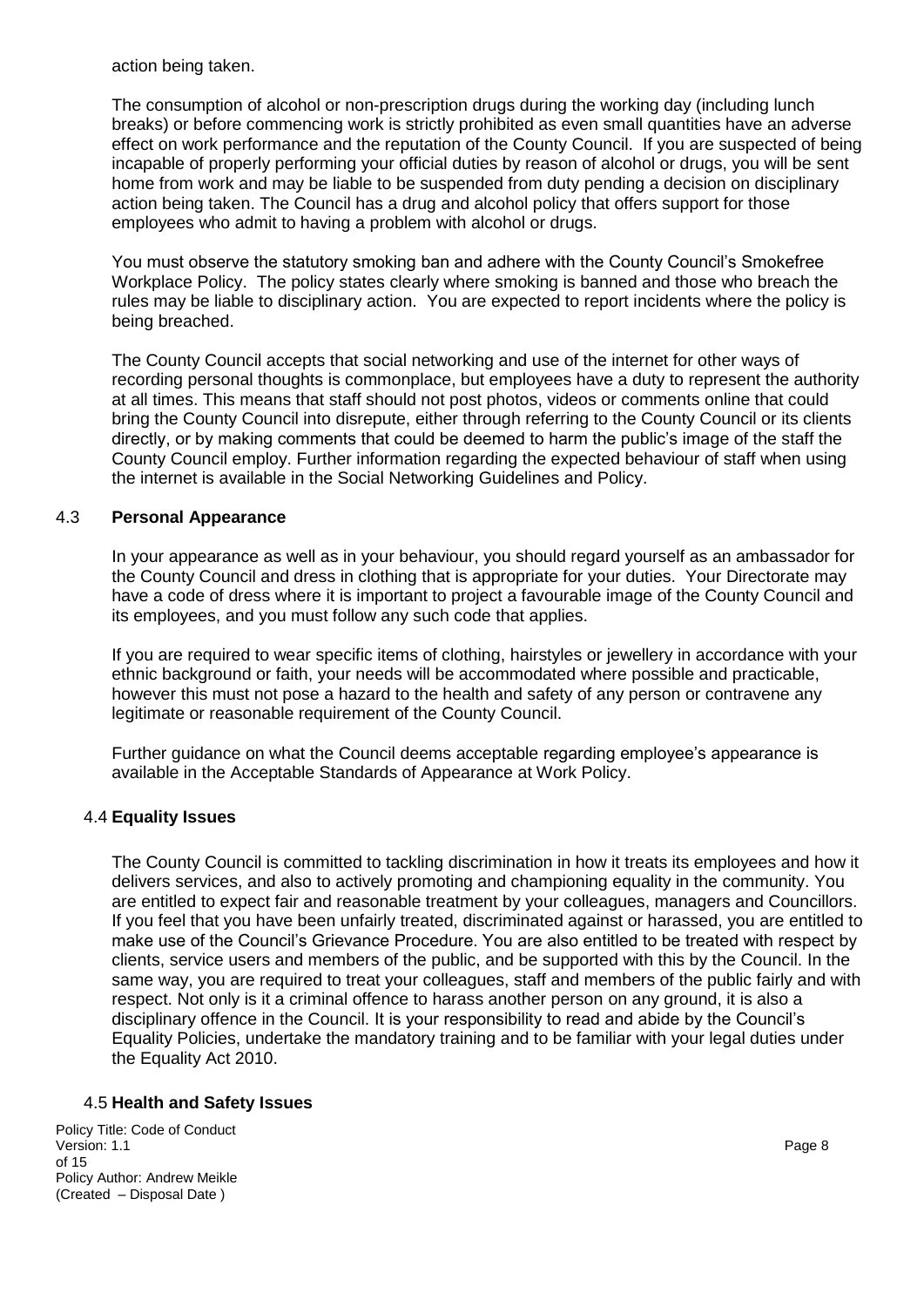action being taken.

The consumption of alcohol or non-prescription drugs during the working day (including lunch breaks) or before commencing work is strictly prohibited as even small quantities have an adverse effect on work performance and the reputation of the County Council. If you are suspected of being incapable of properly performing your official duties by reason of alcohol or drugs, you will be sent home from work and may be liable to be suspended from duty pending a decision on disciplinary action being taken. The Council has a drug and alcohol policy that offers support for those employees who admit to having a problem with alcohol or drugs.

You must observe the statutory smoking ban and adhere with the County Council's Smokefree Workplace Policy. The policy states clearly where smoking is banned and those who breach the rules may be liable to disciplinary action. You are expected to report incidents where the policy is being breached.

The County Council accepts that social networking and use of the internet for other ways of recording personal thoughts is commonplace, but employees have a duty to represent the authority at all times. This means that staff should not post photos, videos or comments online that could bring the County Council into disrepute, either through referring to the County Council or its clients directly, or by making comments that could be deemed to harm the public's image of the staff the County Council employ. Further information regarding the expected behaviour of staff when using the internet is available in the Social Networking Guidelines and Policy.

### 4.3 Personal Appearance

In your appearance as well as in your behaviour, you should regard yourself as an ambassador for the County Council and dress in clothing that is appropriate for your duties. Your Directorate may have a code of dress where it is important to project a favourable image of the County Council and its employees, and you must follow any such code that applies.

If you are required to wear specific items of clothing, hairstyles or jewellery in accordance with your ethnic background or faith, your needs will be accommodated where possible and practicable, however this must not pose a hazard to the health and safety of any person or contravene any legitimate or reasonable requirement of the County Council.

Further guidance on what the Council deems acceptable regarding employee's appearance is available in the Acceptable Standards of Appearance at Work Policy.

### 4.4 Equality Issues

The County Council is committed to tackling discrimination in how it treats its employees and how it delivers services, and also to actively promoting and championing equality in the community. You are entitled to expect fair and reasonable treatment by your colleagues, managers and Councillors. If you feel that you have been unfairly treated, discriminated against or harassed, you are entitled to make use of the Council's Grievance Procedure. You are also entitled to be treated with respect by clients, service users and members of the public, and be supported with this by the Council. In the same way, you are required to treat your colleagues, staff and members of the public fairly and with respect. Not only is it a criminal offence to harass another person on any ground, it is also a disciplinary offence in the Council. It is your responsibility to read and abide by the Council's Equality Policies, undertake the mandatory training and to be familiar with your legal duties under the Equality Act 2010.

### 4.5 Health and Safety Issues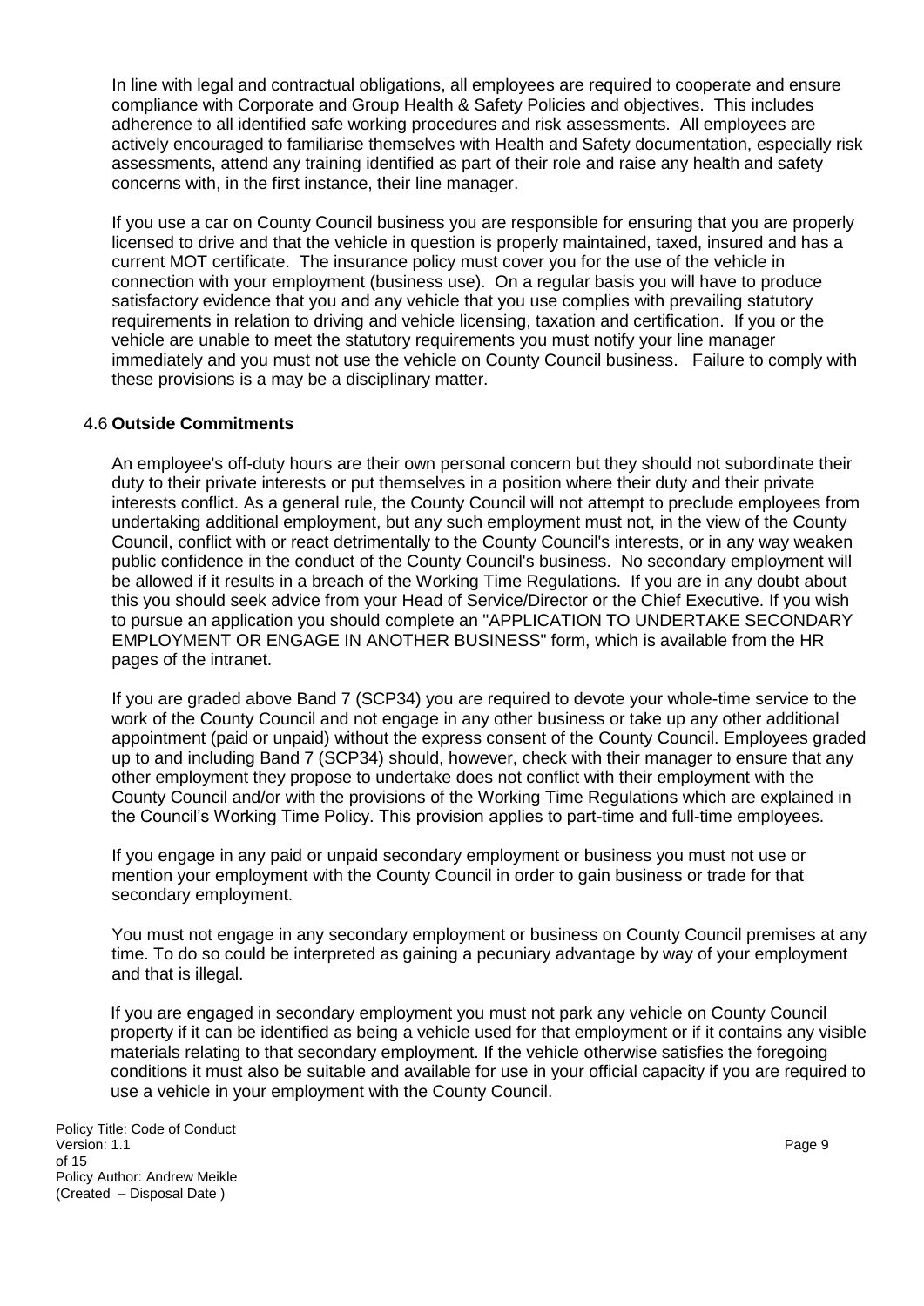In line with legal and contractual obligations, all employees are required to cooperate and ensure compliance with Corporate and Group Health & Safety Policies and objectives. This includes adherence to all identified safe working procedures and risk assessments. All employees are actively encouraged to familiarise themselves with Health and Safety documentation, especially risk assessments, attend any training identified as part of their role and raise any health and safety concerns with, in the first instance, their line manager.

If you use a car on County Council business you are responsible for ensuring that you are properly licensed to drive and that the vehicle in question is properly maintained, taxed, insured and has a current MOT certificate. The insurance policy must cover you for the use of the vehicle in connection with your employment (business use). On a regular basis you will have to produce satisfactory evidence that you and any vehicle that you use complies with prevailing statutory requirements in relation to driving and vehicle licensing, taxation and certification. If you or the vehicle are unable to meet the statutory requirements you must notify your line manager immediately and you must not use the vehicle on County Council business. Failure to comply with these provisions is a may be a disciplinary matter.

### 4.6 **Outside Commitments**

An employee's off-duty hours are their own personal concern but they should not subordinate their duty to their private interests or put themselves in a position where their duty and their private interests conflict. As a general rule, the County Council will not attempt to preclude employees from undertaking additional employment, but any such employment must not, in the view of the County Council, conflict with or react detrimentally to the County Council's interests, or in any way weaken public confidence in the conduct of the County Council's business. No secondary employment will be allowed if it results in a breach of the Working Time Regulations. If you are in any doubt about this you should seek advice from your Head of Service/Director or the Chief Executive. If you wish to pursue an application you should complete an "APPLICATION TO UNDERTAKE SECONDARY EMPLOYMENT OR ENGAGE IN ANOTHER BUSINESS" form, which is available from the HR pages of the intranet.

If you are graded above Band 7 (SCP34) you are required to devote your whole-time service to the work of the County Council and not engage in any other business or take up any other additional appointment (paid or unpaid) without the express consent of the County Council. Employees graded up to and including Band 7 (SCP34) should, however, check with their manager to ensure that any other employment they propose to undertake does not conflict with their employment with the County Council and/or with the provisions of the Working Time Regulations which are explained in the Council's Working Time Policy. This provision applies to part-time and full-time employees.

If you engage in any paid or unpaid secondary employment or business you must not use or mention your employment with the County Council in order to gain business or trade for that secondary employment.

You must not engage in any secondary employment or business on County Council premises at any time. To do so could be interpreted as gaining a pecuniary advantage by way of your employment and that is illegal.

If you are engaged in secondary employment you must not park any vehicle on County Council property if it can be identified as being a vehicle used for that employment or if it contains any visible materials relating to that secondary employment. If the vehicle otherwise satisfies the foregoing conditions it must also be suitable and available for use in your official capacity if you are required to use a vehicle in your employment with the County Council.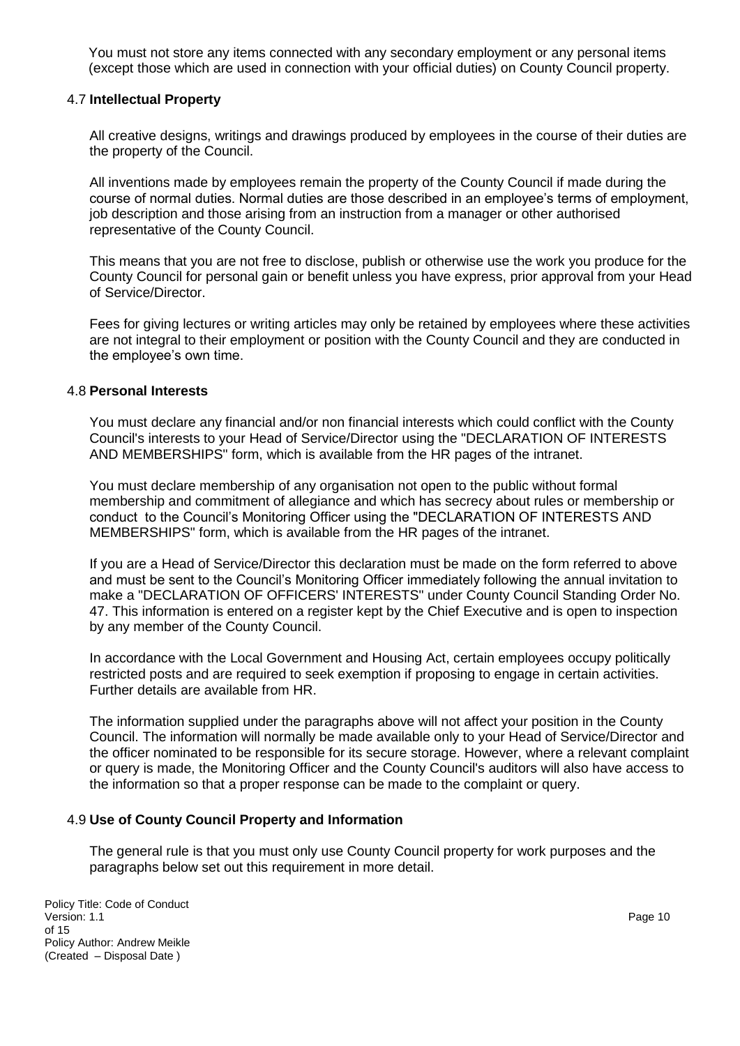You must not store any items connected with any secondary employment or any personal items (except those which are used in connection with your official duties) on County Council property.

### 4.7 **Intellectual Property**

All creative designs, writings and drawings produced by employees in the course of their duties are the property of the Council.

All inventions made by employees remain the property of the County Council if made during the course of normal duties. Normal duties are those described in an employee's terms of employment, job description and those arising from an instruction from a manager or other authorised representative of the County Council.

This means that you are not free to disclose, publish or otherwise use the work you produce for the County Council for personal gain or benefit unless you have express, prior approval from your Head of Service/Director.

Fees for giving lectures or writing articles may only be retained by employees where these activities are not integral to their employment or position with the County Council and they are conducted in the employee's own time.

### 4.8 **Personal Interests**

You must declare any financial and/or non financial interests which could conflict with the County Council's interests to your Head of Service/Director using the "DECLARATION OF INTERESTS AND MEMBERSHIPS" form, which is available from the HR pages of the intranet.

You must declare membership of any organisation not open to the public without formal membership and commitment of allegiance and which has secrecy about rules or membership or conduct to the Council's Monitoring Officer using the "DECLARATION OF INTERESTS AND MEMBERSHIPS" form, which is available from the HR pages of the intranet.

If you are a Head of Service/Director this declaration must be made on the form referred to above and must be sent to the Council's Monitoring Officer immediately following the annual invitation to make a "DECLARATION OF OFFICERS' INTERESTS" under County Council Standing Order No. 47. This information is entered on a register kept by the Chief Executive and is open to inspection by any member of the County Council.

In accordance with the Local Government and Housing Act, certain employees occupy politically restricted posts and are required to seek exemption if proposing to engage in certain activities. Further details are available from HR.

The information supplied under the paragraphs above will not affect your position in the County Council. The information will normally be made available only to your Head of Service/Director and the officer nominated to be responsible for its secure storage. However, where a relevant complaint or query is made, the Monitoring Officer and the County Council's auditors will also have access to the information so that a proper response can be made to the complaint or query.

### 4.9 **Use of County Council Property and Information**

The general rule is that you must only use County Council property for work purposes and the paragraphs below set out this requirement in more detail.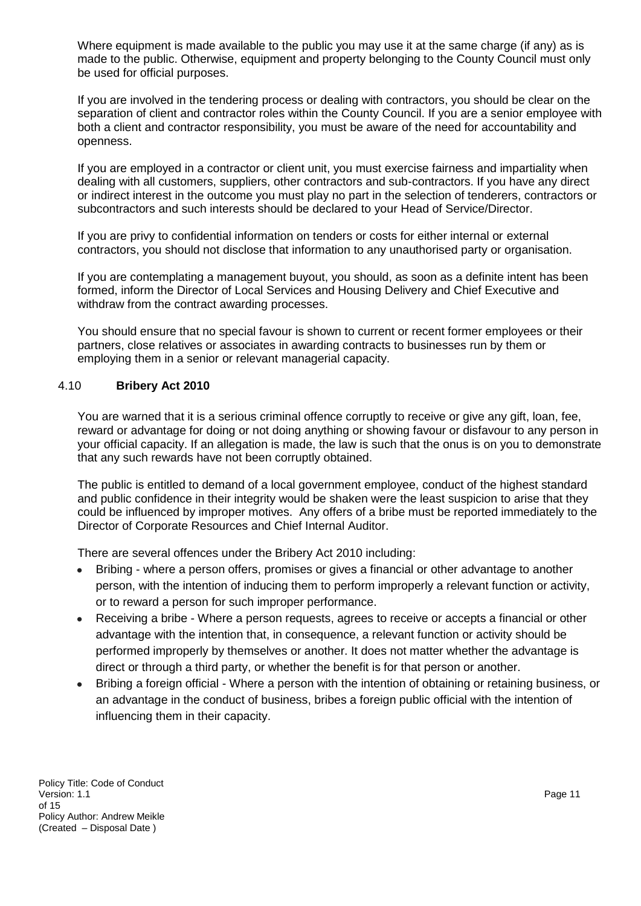Where equipment is made available to the public you may use it at the same charge (if any) as is made to the public. Otherwise, equipment and property belonging to the County Council must only be used for official purposes.

If you are involved in the tendering process or dealing with contractors, you should be clear on the separation of client and contractor roles within the County Council. If you are a senior employee with both a client and contractor responsibility, you must be aware of the need for accountability and openness.

If you are employed in a contractor or client unit, you must exercise fairness and impartiality when dealing with all customers, suppliers, other contractors and sub-contractors. If you have any direct or indirect interest in the outcome you must play no part in the selection of tenderers, contractors or subcontractors and such interests should be declared to your Head of Service/Director.

If you are privy to confidential information on tenders or costs for either internal or external contractors, you should not disclose that information to any unauthorised party or organisation.

If you are contemplating a management buyout, you should, as soon as a definite intent has been formed, inform the Director of Local Services and Housing Delivery and Chief Executive and withdraw from the contract awarding processes.

You should ensure that no special favour is shown to current or recent former employees or their partners, close relatives or associates in awarding contracts to businesses run by them or employing them in a senior or relevant managerial capacity.

### 4.10 **Bribery Act 2010**

You are warned that it is a serious criminal offence corruptly to receive or give any gift, loan, fee, reward or advantage for doing or not doing anything or showing favour or disfavour to any person in your official capacity. If an allegation is made, the law is such that the onus is on you to demonstrate that any such rewards have not been corruptly obtained.

The public is entitled to demand of a local government employee, conduct of the highest standard and public confidence in their integrity would be shaken were the least suspicion to arise that they could be influenced by improper motives. Any offers of a bribe must be reported immediately to the Director of Corporate Resources and Chief Internal Auditor.

There are several offences under the Bribery Act 2010 including:

- Bribing - where a person offers, promises or gives a financial or other advantage to another person, with the intention of inducing them to perform improperly a relevant function or activity, or to reward a person for such improper performance.
- Receiving a bribe - Where a person requests, agrees to receive or accepts a financial or other advantage with the intention that, in consequence, a relevant function or activity should be performed improperly by themselves or another. It does not matter whether the advantage is direct or through a third party, or whether the benefit is for that person or another.
- Bribing a foreign official - Where a person with the intention of obtaining or retaining business, or an advantage in the conduct of business, bribes a foreign public official with the intention of influencing them in their capacity.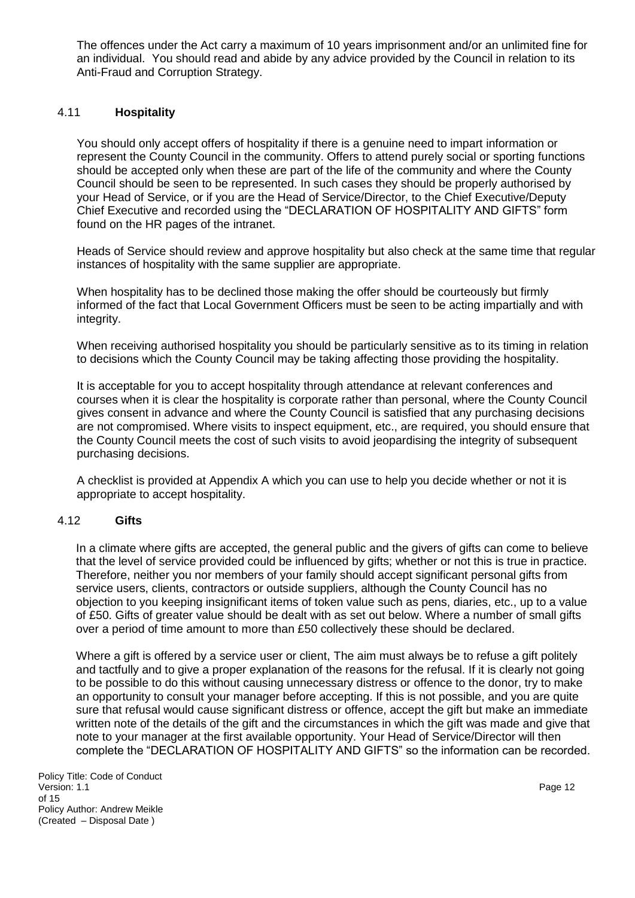The offences under the Act carry a maximum of 10 years imprisonment and/or an unlimited fine for an individual. You should read and abide by any advice provided by the Council in relation to its Anti-Fraud and Corruption Strategy.

### 4.11 Hospitality

You should only accept offers of hospitality if there is a genuine need to impart information or represent the County Council in the community. Offers to attend purely social or sporting functions should be accepted only when these are part of the life of the community and where the County Council should be seen to be represented. In such cases they should be properly authorised by your Head of Service, or if you are the Head of Service/Director, to the Chief Executive/Deputy Chief Executive and recorded using the "DECLARATION OF HOSPITALITY AND GIFTS" form found on the HR pages of the intranet.

Heads of Service should review and approve hospitality but also check at the same time that regular instances of hospitality with the same supplier are appropriate.

When hospitality has to be declined those making the offer should be courteously but firmly informed of the fact that Local Government Officers must be seen to be acting impartially and with integrity.

When receiving authorised hospitality you should be particularly sensitive as to its timing in relation to decisions which the County Council may be taking affecting those providing the hospitality.

It is acceptable for you to accept hospitality through attendance at relevant conferences and courses when it is clear the hospitality is corporate rather than personal, where the County Council gives consent in advance and where the County Council is satisfied that any purchasing decisions are not compromised. Where visits to inspect equipment, etc., are required, you should ensure that the County Council meets the cost of such visits to avoid jeopardising the integrity of subsequent purchasing decisions.

A checklist is provided at Appendix A which you can use to help you decide whether or not it is appropriate to accept hospitality.

### 4.12 Gifts

In a climate where gifts are accepted, the general public and the givers of gifts can come to believe that the level of service provided could be influenced by gifts; whether or not this is true in practice. Therefore, neither you nor members of your family should accept significant personal gifts from service users, clients, contractors or outside suppliers, although the County Council has no objection to you keeping insignificant items of token value such as pens, diaries, etc., up to a value of £50. Gifts of greater value should be dealt with as set out below. Where a number of small gifts over a period of time amount to more than £50 collectively these should be declared.

Where a gift is offered by a service user or client, The aim must always be to refuse a gift politely and tactfully and to give a proper explanation of the reasons for the refusal. If it is clearly not going to be possible to do this without causing unnecessary distress or offence to the donor, try to make an opportunity to consult your manager before accepting. If this is not possible, and you are quite sure that refusal would cause significant distress or offence, accept the gift but make an immediate written note of the details of the gift and the circumstances in which the gift was made and give that note to your manager at the first available opportunity. Your Head of Service/Director will then complete the "DECLARATION OF HOSPITALITY AND GIFTS" so the information can be recorded.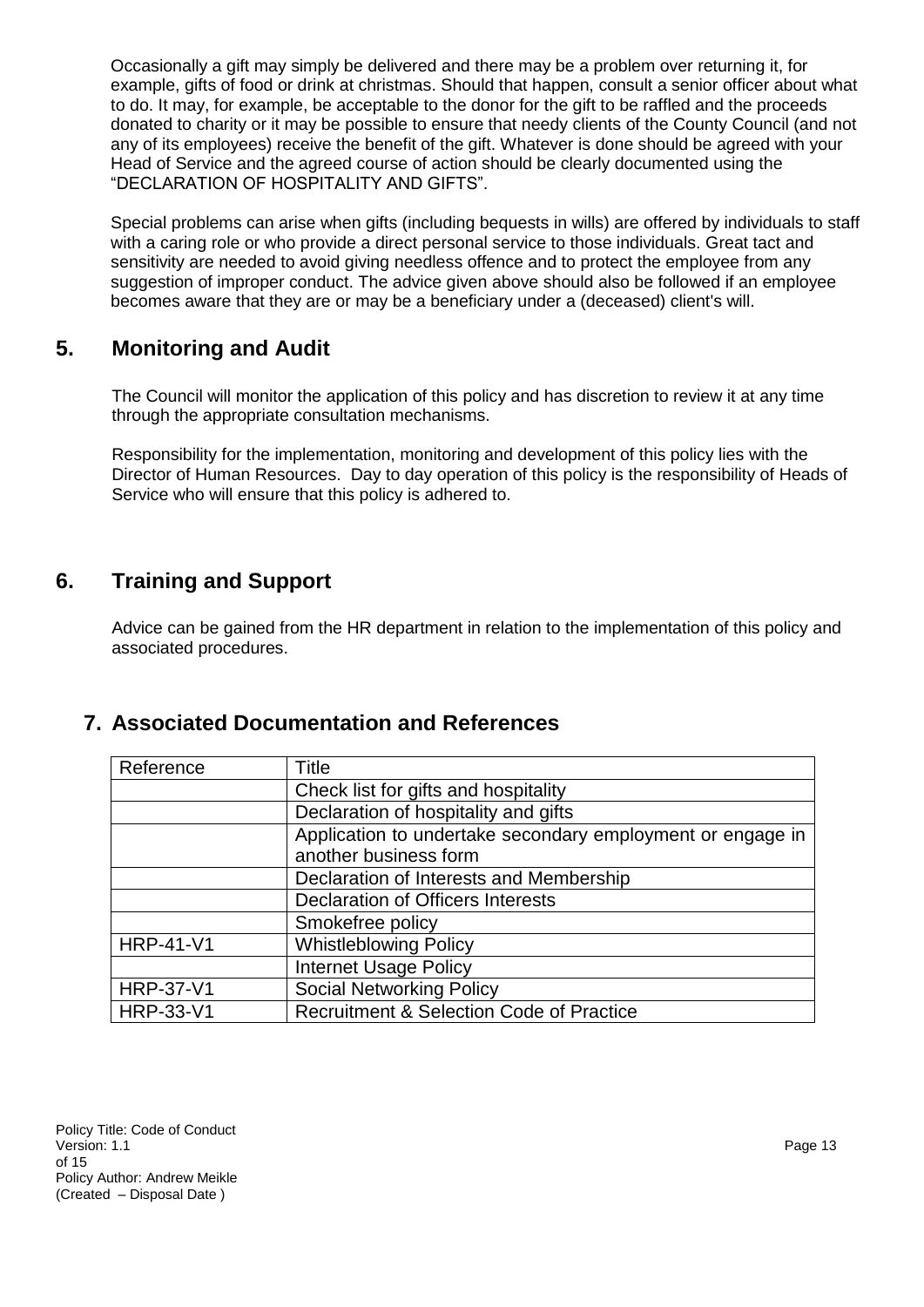Occasionally a gift may simply be delivered and there may be a problem over returning it, for example, gifts of food or drink at christmas. Should that happen, consult a senior officer about what to do. It may, for example, be acceptable to the donor for the gift to be raffled and the proceeds donated to charity or it may be possible to ensure that needy clients of the County Council (and not any of its employees) receive the benefit of the gift. Whatever is done should be agreed with your Head of Service and the agreed course of action should be clearly documented using the "DECLARATION OF HOSPITALITY AND GIFTS".

Special problems can arise when gifts (including bequests in wills) are offered by individuals to staff with a caring role or who provide a direct personal service to those individuals. Great tact and sensitivity are needed to avoid giving needless offence and to protect the employee from any suggestion of improper conduct. The advice given above should also be followed if an employee becomes aware that they are or may be a beneficiary under a (deceased) client's will.

## 5. Monitoring and Audit

The Council will monitor the application of this policy and has discretion to review it at any time through the appropriate consultation mechanisms.

Responsibility for the implementation, monitoring and development of this policy lies with the Director of Human Resources. Day to day operation of this policy is the responsibility of Heads of Service who will ensure that this policy is adhered to.

## 6. Training and Support

Advice can be gained from the HR department in relation to the implementation of this policy and associated procedures.

## 7. Associated Documentation and References

| Reference | Title |
|---|---|
| | Check list for gifts and hospitality |
| | Declaration of hospitality and gifts |
| | Application to undertake secondary employment or engage in another business form |
| | Declaration of Interests and Membership |
| | Declaration of Officers Interests |
| | Smokefree policy |
| HRP-41-V1 | Whistleblowing Policy |
| | Internet Usage Policy |
| HRP-37-V1 | Social Networking Policy |
| HRP-33-V1 | Recruitment & Selection Code of Practice |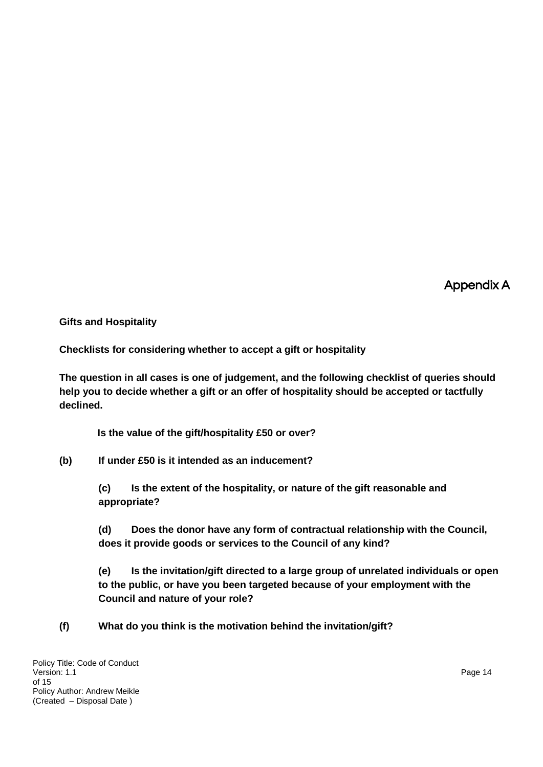Appendix A

**Gifts and Hospitality**

**Checklists for considering whether to accept a gift or hospitality**

**The question in all cases is one of judgement, and the following checklist of queries should help you to decide whether a gift or an offer of hospitality should be accepted or tactfully declined.**

**Is the value of the gift/hospitality £50 or over?**

**(b) If under £50 is it intended as an inducement?**

**(c) Is the extent of the hospitality, or nature of the gift reasonable and appropriate?**

**(d) Does the donor have any form of contractual relationship with the Council, does it provide goods or services to the Council of any kind?**

**(e) Is the invitation/gift directed to a large group of unrelated individuals or open to the public, or have you been targeted because of your employment with the Council and nature of your role?**

**(f) What do you think is the motivation behind the invitation/gift?**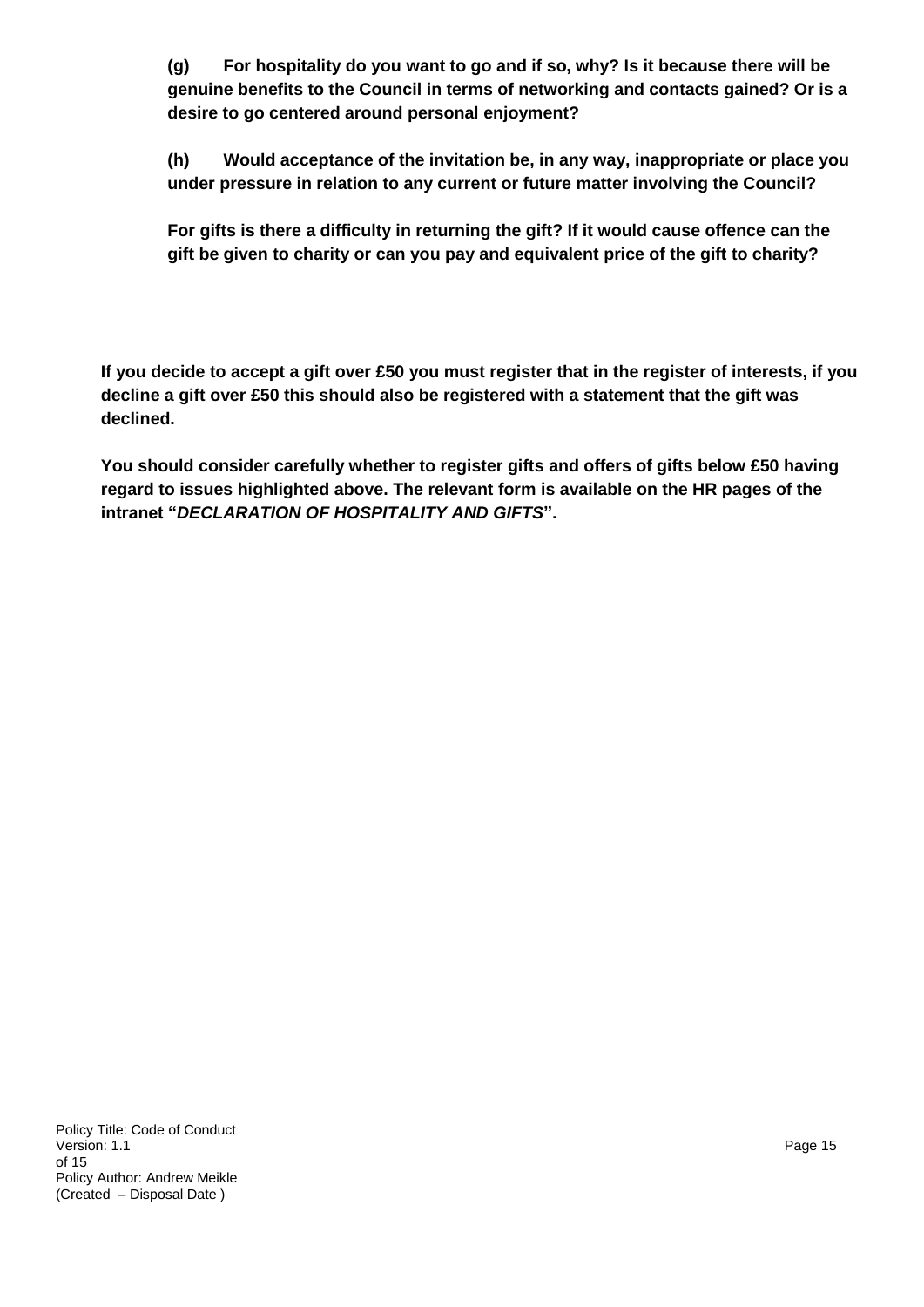**(g) For hospitality do you want to go and if so, why? Is it because there will be genuine benefits to the Council in terms of networking and contacts gained? Or is a desire to go centered around personal enjoyment?**

**(h) Would acceptance of the invitation be, in any way, inappropriate or place you under pressure in relation to any current or future matter involving the Council?**

**For gifts is there a difficulty in returning the gift? If it would cause offence can the gift be given to charity or can you pay and equivalent price of the gift to charity?**

**If you decide to accept a gift over £50 you must register that in the register of interests, if you decline a gift over £50 this should also be registered with a statement that the gift was declined.**

**You should consider carefully whether to register gifts and offers of gifts below £50 having regard to issues highlighted above. The relevant form is available on the HR pages of the intranet "*DECLARATION OF HOSPITALITY AND GIFTS*".**